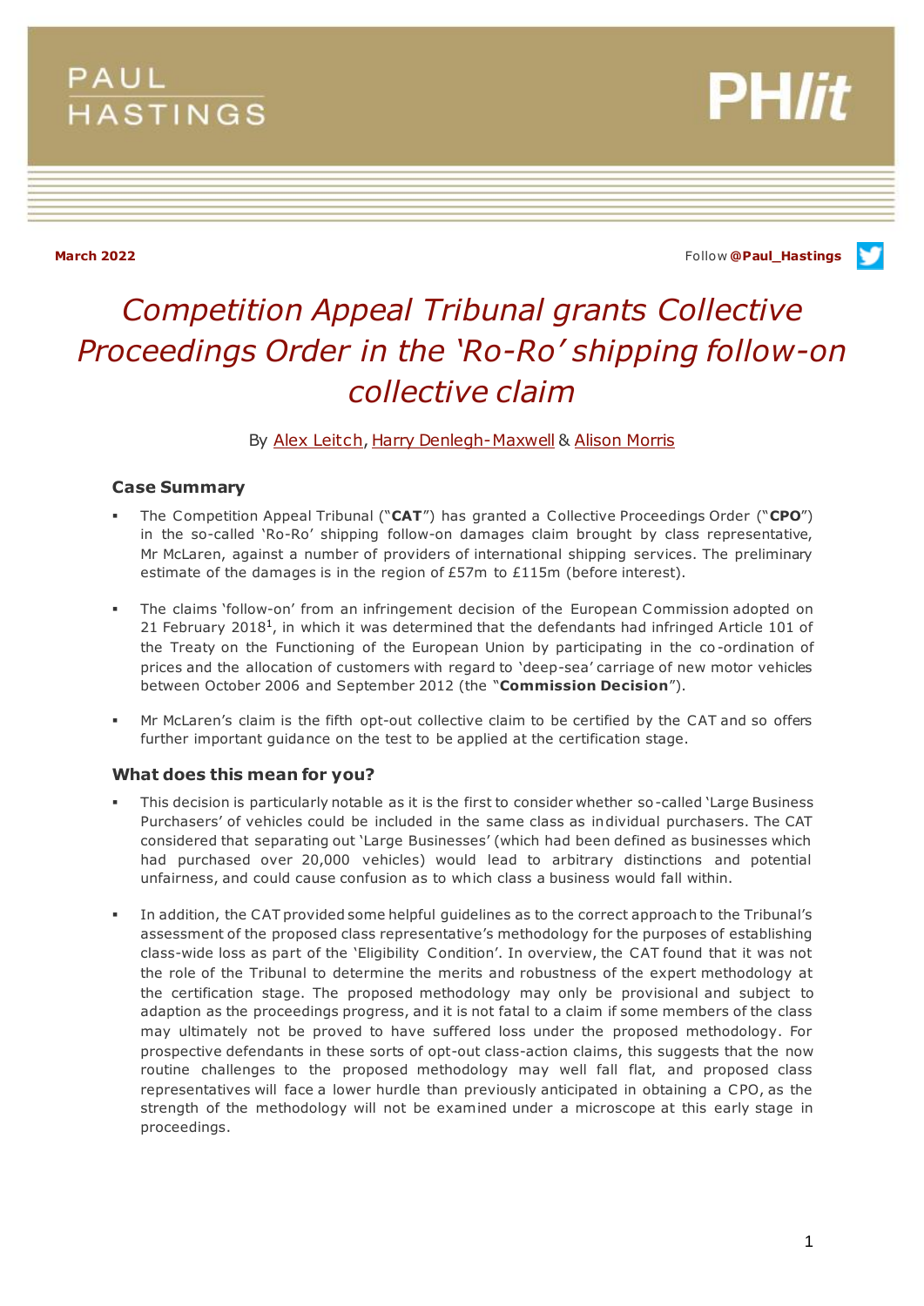PAUL HASTINGS

PH*lit*

**March 2022**

Follow **@Paul_Hastings**

# *Competition Appeal Tribunal grants Collective Proceedings Order in the 'Ro-Ro' shipping follow-on collective claim*

By Alex Leitch, Harry Denlegh-Maxwell & Alison Morris

### Case Summary

- The Competition Appeal Tribunal ("**CAT**") has granted a Collective Proceedings Order ("**CPO**") in the so-called 'Ro-Ro' shipping follow-on damages claim brought by class representative, Mr McLaren, against a number of providers of international shipping services. The preliminary estimate of the damages is in the region of £57m to £115m (before interest).
- The claims 'follow-on' from an infringement decision of the European Commission adopted on 21 February 2018[1], in which it was determined that the defendants had infringed Article 101 of the Treaty on the Functioning of the European Union by participating in the co-ordination of prices and the allocation of customers with regard to 'deep-sea' carriage of new motor vehicles between October 2006 and September 2012 (the "**Commission Decision**").
- Mr McLaren's claim is the fifth opt-out collective claim to be certified by the CAT and so offers further important guidance on the test to be applied at the certification stage.

### What does this mean for you?

- This decision is particularly notable as it is the first to consider whether so-called 'Large Business Purchasers' of vehicles could be included in the same class as individual purchasers. The CAT considered that separating out 'Large Businesses' (which had been defined as businesses which had purchased over 20,000 vehicles) would lead to arbitrary distinctions and potential unfairness, and could cause confusion as to which class a business would fall within.
- In addition, the CAT provided some helpful guidelines as to the correct approach to the Tribunal's assessment of the proposed class representative's methodology for the purposes of establishing class-wide loss as part of the 'Eligibility Condition'. In overview, the CAT found that it was not the role of the Tribunal to determine the merits and robustness of the expert methodology at the certification stage. The proposed methodology may only be provisional and subject to adaption as the proceedings progress, and it is not fatal to a claim if some members of the class may ultimately not be proved to have suffered loss under the proposed methodology. For prospective defendants in these sorts of opt-out class-action claims, this suggests that the now routine challenges to the proposed methodology may well fall flat, and proposed class representatives will face a lower hurdle than previously anticipated in obtaining a CPO, as the strength of the methodology will not be examined under a microscope at this early stage in proceedings.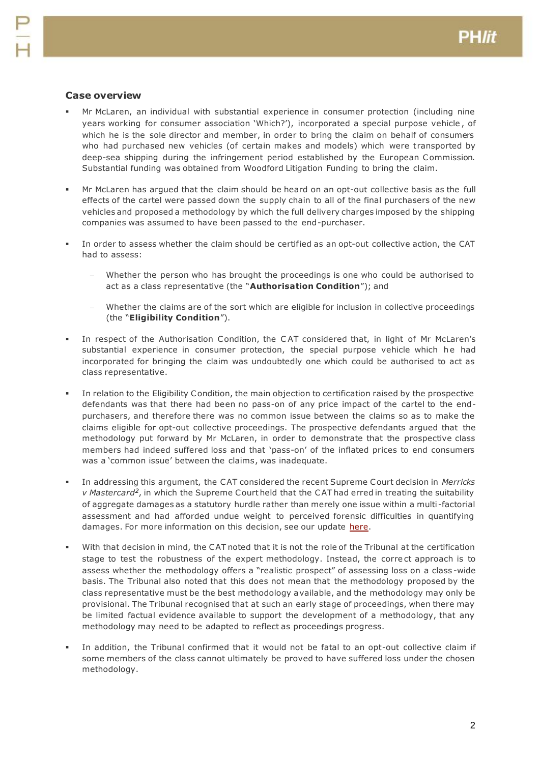## Case overview

- Mr McLaren, an individual with substantial experience in consumer protection (including nine years working for consumer association 'Which?'), incorporated a special purpose vehicle, of which he is the sole director and member, in order to bring the claim on behalf of consumers who had purchased new vehicles (of certain makes and models) which were transported by deep-sea shipping during the infringement period established by the European Commission. Substantial funding was obtained from Woodford Litigation Funding to bring the claim.

- Mr McLaren has argued that the claim should be heard on an opt-out collective basis as the full effects of the cartel were passed down the supply chain to all of the final purchasers of the new vehicles and proposed a methodology by which the full delivery charges imposed by the shipping companies was assumed to have been passed to the end-purchaser.

- In order to assess whether the claim should be certified as an opt-out collective action, the CAT had to assess:

  - Whether the person who has brought the proceedings is one who could be authorised to act as a class representative (the "**Authorisation Condition**"); and

  - Whether the claims are of the sort which are eligible for inclusion in collective proceedings (the "**Eligibility Condition**").

- In respect of the Authorisation Condition, the CAT considered that, in light of Mr McLaren's substantial experience in consumer protection, the special purpose vehicle which he had incorporated for bringing the claim was undoubtedly one which could be authorised to act as class representative.

- In relation to the Eligibility Condition, the main objection to certification raised by the prospective defendants was that there had been no pass-on of any price impact of the cartel to the end-purchasers, and therefore there was no common issue between the claims so as to make the claims eligible for opt-out collective proceedings. The prospective defendants argued that the methodology put forward by Mr McLaren, in order to demonstrate that the prospective class members had indeed suffered loss and that 'pass-on' of the inflated prices to end consumers was a 'common issue' between the claims, was inadequate.

- In addressing this argument, the CAT considered the recent Supreme Court decision in *Merricks v Mastercard*[2], in which the Supreme Court held that the CAT had erred in treating the suitability of aggregate damages as a statutory hurdle rather than merely one issue within a multi-factorial assessment and had afforded undue weight to perceived forensic difficulties in quantifying damages. For more information on this decision, see our update here.

- With that decision in mind, the CAT noted that it is not the role of the Tribunal at the certification stage to test the robustness of the expert methodology. Instead, the correct approach is to assess whether the methodology offers a "realistic prospect" of assessing loss on a class-wide basis. The Tribunal also noted that this does not mean that the methodology proposed by the class representative must be the best methodology available, and the methodology may only be provisional. The Tribunal recognised that at such an early stage of proceedings, when there may be limited factual evidence available to support the development of a methodology, that any methodology may need to be adapted to reflect as proceedings progress.

- In addition, the Tribunal confirmed that it would not be fatal to an opt-out collective claim if some members of the class cannot ultimately be proved to have suffered loss under the chosen methodology.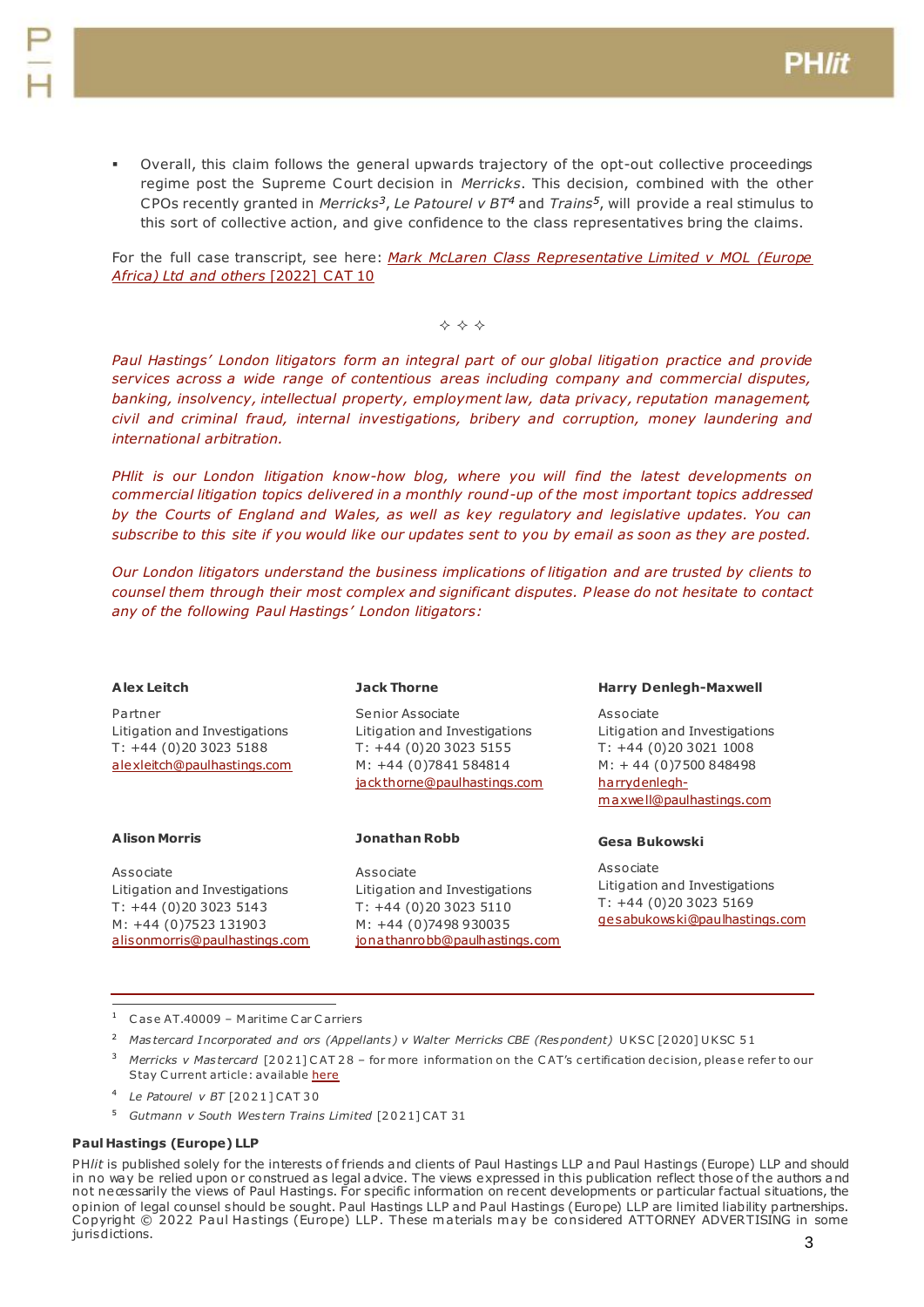- Overall, this claim follows the general upwards trajectory of the opt-out collective proceedings regime post the Supreme Court decision in *Merricks*. This decision, combined with the other CPOs recently granted in *Merricks*[3], *Le Patourel v BT*[4] and *Trains*[5], will provide a real stimulus to this sort of collective action, and give confidence to the class representatives bring the claims.

For the full case transcript, see here: [*Mark McLaren Class Representative Limited v MOL (Europe Africa) Ltd and others* [2022] CAT 10]()

✧ ✧ ✧

*Paul Hastings' London litigators form an integral part of our global litigation practice and provide services across a wide range of contentious areas including company and commercial disputes, banking, insolvency, intellectual property, employment law, data privacy, reputation management, civil and criminal fraud, internal investigations, bribery and corruption, money laundering and international arbitration.*

*PHlit is our London litigation know-how blog, where you will find the latest developments on commercial litigation topics delivered in a monthly round-up of the most important topics addressed by the Courts of England and Wales, as well as key regulatory and legislative updates. You can subscribe to this site if you would like our updates sent to you by email as soon as they are posted.*

*Our London litigators understand the business implications of litigation and are trusted by clients to counsel them through their most complex and significant disputes. Please do not hesitate to contact any of the following Paul Hastings' London litigators:*

**Alex Leitch**
Partner
Litigation and Investigations
T: +44 (0)20 3023 5188
alexleitch@paulhastings.com

**Jack Thorne**
Senior Associate
Litigation and Investigations
T: +44 (0)20 3023 5155
M: +44 (0)7841 584814
jackthorne@paulhastings.com

**Harry Denlegh-Maxwell**
Associate
Litigation and Investigations
T: +44 (0)20 3021 1008
M: + 44 (0)7500 848498
harrydenlegh-maxwell@paulhastings.com

**Alison Morris**
Associate
Litigation and Investigations
T: +44 (0)20 3023 5143
M: +44 (0)7523 131903
alisonmorris@paulhastings.com

**Jonathan Robb**
Associate
Litigation and Investigations
T: +44 (0)20 3023 5110
M: +44 (0)7498 930035
jonathanrobb@paulhastings.com

**Gesa Bukowski**
Associate
Litigation and Investigations
T: +44 (0)20 3023 5169
gesabukowski@paulhastings.com

---

[1] Case AT.40009 – Maritime Car Carriers

[2] *Mastercard Incorporated and ors (Appellants) v Walter Merricks CBE (Respondent)* UKSC [2020] UKSC 51

[3] *Merricks v Mastercard* [2021] CAT 28 – for more information on the CAT's certification decision, please refer to our Stay Current article: available [here]()

[4] *Le Patourel v BT* [2021] CAT 30

[5] *Gutmann v South Western Trains Limited* [2021] CAT 31

**Paul Hastings (Europe) LLP**

PH*lit* is published solely for the interests of friends and clients of Paul Hastings LLP and Paul Hastings (Europe) LLP and should in no way be relied upon or construed as legal advice. The views expressed in this publication reflect those of the authors and not necessarily the views of Paul Hastings. For specific information on recent developments or particular factual situations, the opinion of legal counsel should be sought. Paul Hastings LLP and Paul Hastings (Europe) LLP are limited liability partnerships. Copyright © 2022 Paul Hastings (Europe) LLP. These materials may be considered ATTORNEY ADVERTISING in some jurisdictions.